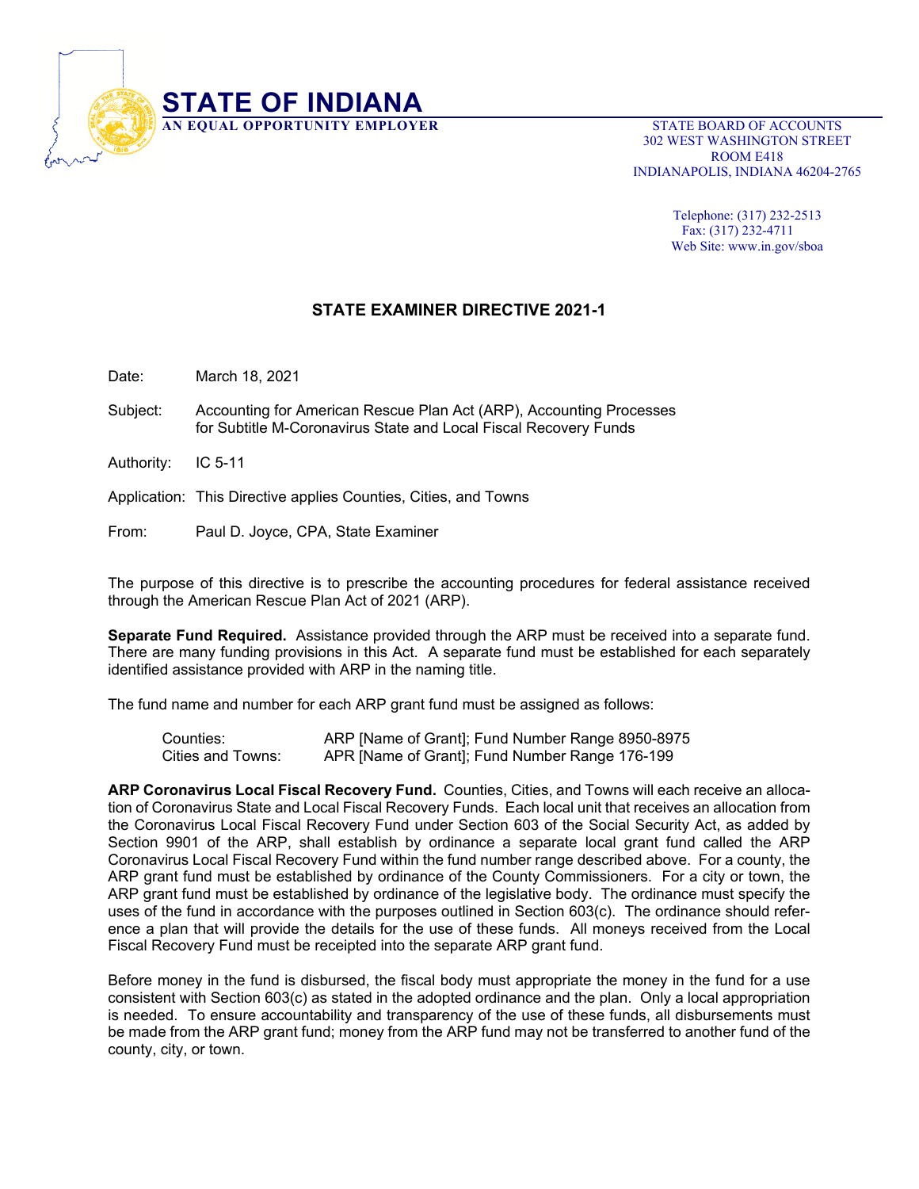# STATE OF INDIANA

**AN EQUAL OPPORTUNITY EMPLOYER**

STATE BOARD OF ACCOUNTS
302 WEST WASHINGTON STREET
ROOM E418
INDIANAPOLIS, INDIANA 46204-2765

Telephone: (317) 232-2513
Fax: (317) 232-4711
Web Site: www.in.gov/sboa

## STATE EXAMINER DIRECTIVE 2021-1

Date: March 18, 2021

Subject: Accounting for American Rescue Plan Act (ARP), Accounting Processes for Subtitle M-Coronavirus State and Local Fiscal Recovery Funds

Authority: IC 5-11

Application: This Directive applies Counties, Cities, and Towns

From: Paul D. Joyce, CPA, State Examiner

The purpose of this directive is to prescribe the accounting procedures for federal assistance received through the American Rescue Plan Act of 2021 (ARP).

**Separate Fund Required.** Assistance provided through the ARP must be received into a separate fund. There are many funding provisions in this Act. A separate fund must be established for each separately identified assistance provided with ARP in the naming title.

The fund name and number for each ARP grant fund must be assigned as follows:

| | |
|---|---|
| Counties: | ARP [Name of Grant]; Fund Number Range 8950-8975 |
| Cities and Towns: | APR [Name of Grant]; Fund Number Range 176-199 |

**ARP Coronavirus Local Fiscal Recovery Fund.** Counties, Cities, and Towns will each receive an allocation of Coronavirus State and Local Fiscal Recovery Funds. Each local unit that receives an allocation from the Coronavirus Local Fiscal Recovery Fund under Section 603 of the Social Security Act, as added by Section 9901 of the ARP, shall establish by ordinance a separate local grant fund called the ARP Coronavirus Local Fiscal Recovery Fund within the fund number range described above. For a county, the ARP grant fund must be established by ordinance of the County Commissioners. For a city or town, the ARP grant fund must be established by ordinance of the legislative body. The ordinance must specify the uses of the fund in accordance with the purposes outlined in Section 603(c). The ordinance should reference a plan that will provide the details for the use of these funds. All moneys received from the Local Fiscal Recovery Fund must be receipted into the separate ARP grant fund.

Before money in the fund is disbursed, the fiscal body must appropriate the money in the fund for a use consistent with Section 603(c) as stated in the adopted ordinance and the plan. Only a local appropriation is needed. To ensure accountability and transparency of the use of these funds, all disbursements must be made from the ARP grant fund; money from the ARP fund may not be transferred to another fund of the county, city, or town.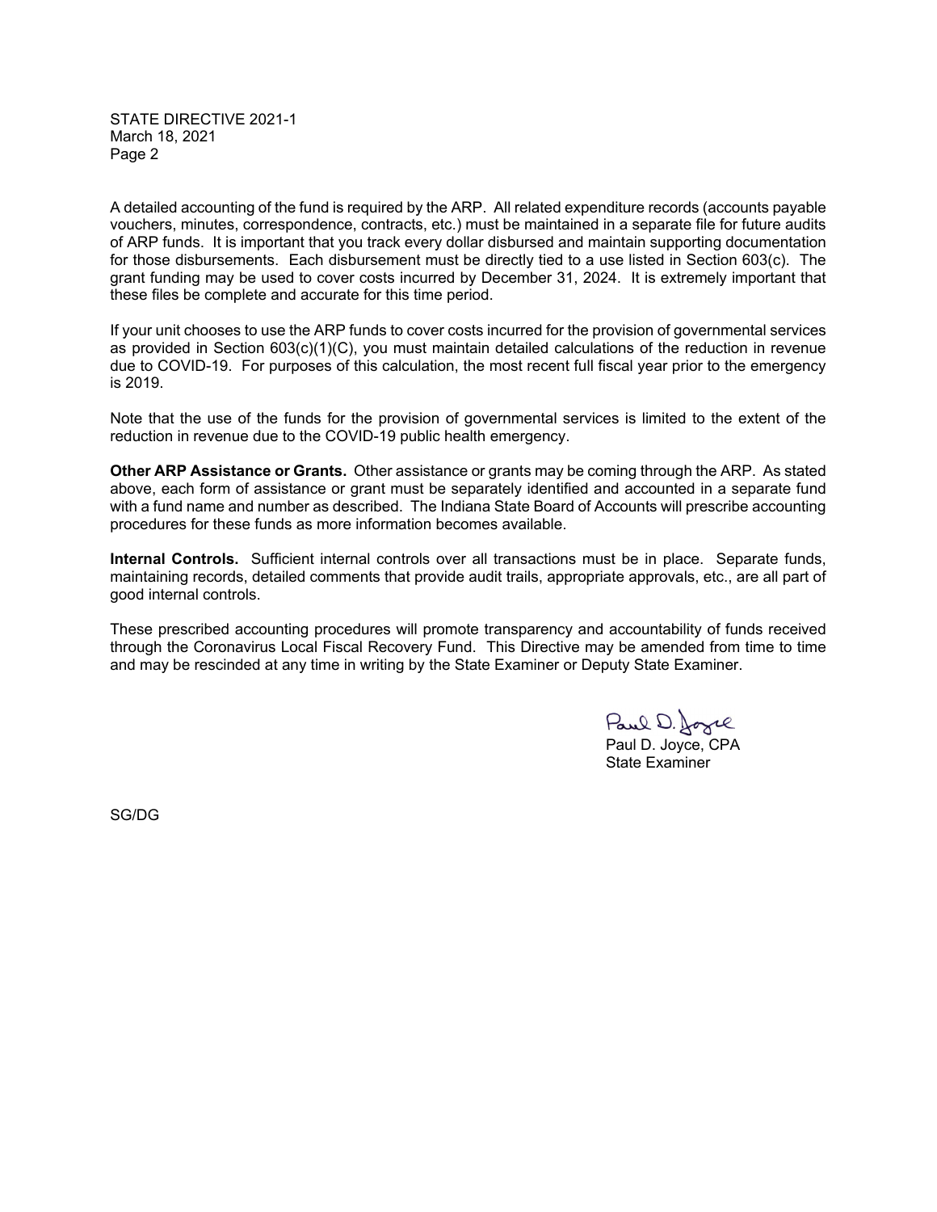A detailed accounting of the fund is required by the ARP. All related expenditure records (accounts payable vouchers, minutes, correspondence, contracts, etc.) must be maintained in a separate file for future audits of ARP funds. It is important that you track every dollar disbursed and maintain supporting documentation for those disbursements. Each disbursement must be directly tied to a use listed in Section 603(c). The grant funding may be used to cover costs incurred by December 31, 2024. It is extremely important that these files be complete and accurate for this time period.

If your unit chooses to use the ARP funds to cover costs incurred for the provision of governmental services as provided in Section 603(c)(1)(C), you must maintain detailed calculations of the reduction in revenue due to COVID-19. For purposes of this calculation, the most recent full fiscal year prior to the emergency is 2019.

Note that the use of the funds for the provision of governmental services is limited to the extent of the reduction in revenue due to the COVID-19 public health emergency.

**Other ARP Assistance or Grants.** Other assistance or grants may be coming through the ARP. As stated above, each form of assistance or grant must be separately identified and accounted in a separate fund with a fund name and number as described. The Indiana State Board of Accounts will prescribe accounting procedures for these funds as more information becomes available.

**Internal Controls.** Sufficient internal controls over all transactions must be in place. Separate funds, maintaining records, detailed comments that provide audit trails, appropriate approvals, etc., are all part of good internal controls.

These prescribed accounting procedures will promote transparency and accountability of funds received through the Coronavirus Local Fiscal Recovery Fund. This Directive may be amended from time to time and may be rescinded at any time in writing by the State Examiner or Deputy State Examiner.

Paul D. Joyce

Paul D. Joyce, CPA
State Examiner

SG/DG